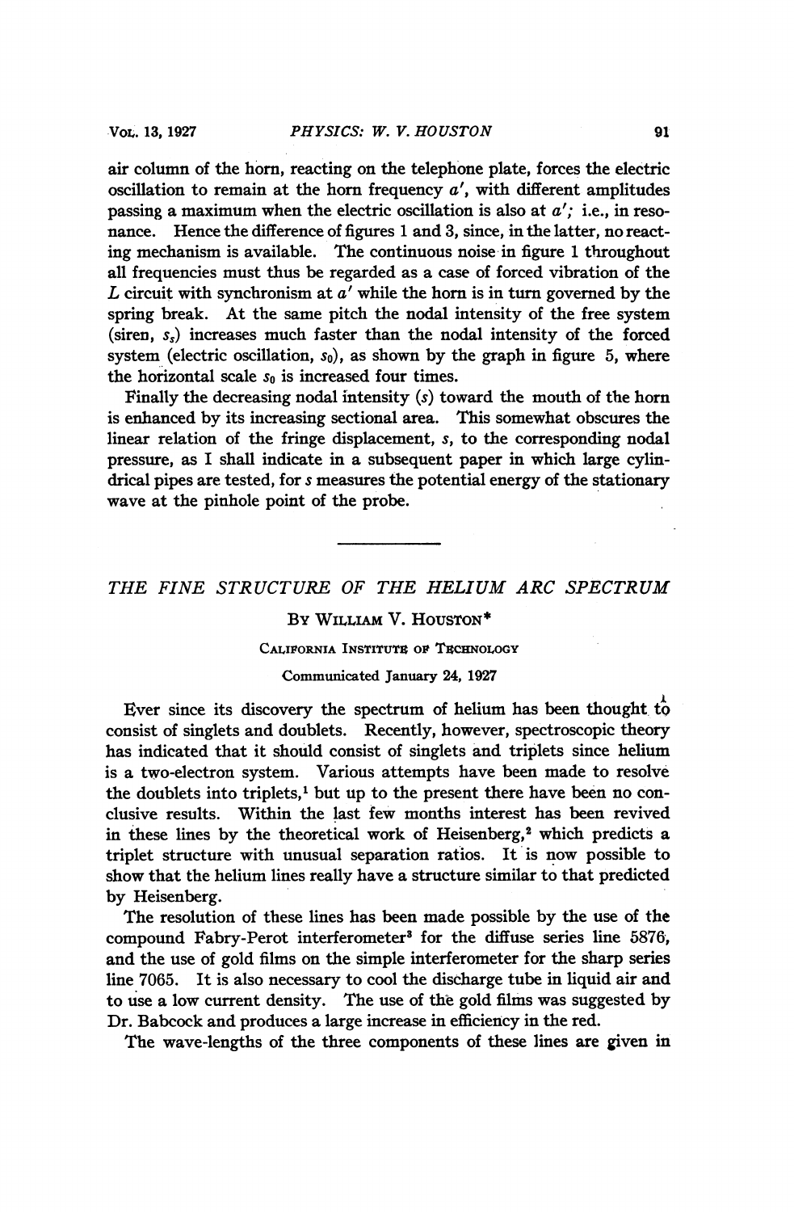air column of the horn, reacting on the telephone plate, forces the electric oscillation to remain at the horn frequency $a'$, with different amplitudes passing a maximum when the electric oscillation is also at $a'$; i.e., in resonance. Hence the difference of figures 1 and 3, since, in the latter, no reacting mechanism is available. The continuous noise in figure 1 throughout all frequencies must thus be regarded as a case of forced vibration of the $L$ circuit with synchronism at $a'$ while the horn is in turn governed by the spring break. At the same pitch the nodal intensity of the free system (siren, $s_s$) increases much faster than the nodal intensity of the forced system (electric oscillation, $s_0$), as shown by the graph in figure 5, where the horizontal scale $s_0$ is increased four times.

Finally the decreasing nodal intensity ($s$) toward the mouth of the horn is enhanced by its increasing sectional area. This somewhat obscures the linear relation of the fringe displacement, $s$, to the corresponding nodal pressure, as I shall indicate in a subsequent paper in which large cylindrical pipes are tested, for $s$ measures the potential energy of the stationary wave at the pinhole point of the probe.

---

# *THE FINE STRUCTURE OF THE HELIUM ARC SPECTRUM*

By William V. Houston*

California Institute of Technology

Communicated January 24, 1927

Ever since its discovery the spectrum of helium has been thought to consist of singlets and doublets. Recently, however, spectroscopic theory has indicated that it should consist of singlets and triplets since helium is a two-electron system. Various attempts have been made to resolve the doublets into triplets,[1] but up to the present there have been no conclusive results. Within the last few months interest has been revived in these lines by the theoretical work of Heisenberg,[2] which predicts a triplet structure with unusual separation ratios. It is now possible to show that the helium lines really have a structure similar to that predicted by Heisenberg.

The resolution of these lines has been made possible by the use of the compound Fabry-Perot interferometer[3] for the diffuse series line 5876, and the use of gold films on the simple interferometer for the sharp series line 7065. It is also necessary to cool the discharge tube in liquid air and to use a low current density. The use of the gold films was suggested by Dr. Babcock and produces a large increase in efficiency in the red.

The wave-lengths of the three components of these lines are given in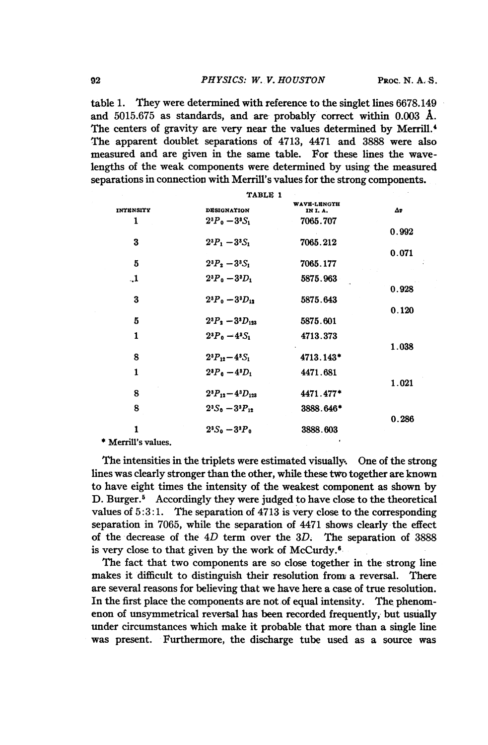table 1. They were determined with reference to the singlet lines 6678.149 and 5015.675 as standards, and are probably correct within 0.003 Å. The centers of gravity are very near the values determined by Merrill.[4] The apparent doublet separations of 4713, 4471 and 3888 were also measured and are given in the same table. For these lines the wave-lengths of the weak components were determined by using the measured separations in connection with Merrill's values for the strong components.

TABLE 1

| INTENSITY | DESIGNATION | WAVE-LENGTH IN I. A. | $\Delta\nu$ |
|---|---|---|---|
| 1 | $2^3P_0 - 3^3S_1$ | 7065.707 | |
| | | | 0.992 |
| 3 | $2^3P_1 - 3^3S_1$ | 7065.212 | |
| | | | 0.071 |
| 5 | $2^3P_2 - 3^3S_1$ | 7065.177 | |
| 1 | $2^3P_0 - 3^3D_1$ | 5875.963 | |
| | | | 0.928 |
| 3 | $2^3P_0 - 3^3D_{12}$ | 5875.643 | |
| | | | 0.120 |
| 5 | $2^3P_2 - 3^3D_{123}$ | 5875.601 | |
| 1 | $2^3P_0 - 4^3S_1$ | 4713.373 | |
| | | | 1.038 |
| 8 | $2^3P_{12} - 4^3S_1$ | 4713.143* | |
| 1 | $2^3P_0 - 4^3D_1$ | 4471.681 | |
| | | | 1.021 |
| 8 | $2^3P_{12} - 4^3D_{123}$ | 4471.477* | |
| 8 | $2^3S_0 - 3^3P_{12}$ | 3888.646* | |
| | | | 0.286 |
| 1 | $2^3S_0 - 3^3P_0$ | 3888.603 | |

\* Merrill's values.

The intensities in the triplets were estimated visually. One of the strong lines was clearly stronger than the other, while these two together are known to have eight times the intensity of the weakest component as shown by D. Burger.[5] Accordingly they were judged to have close to the theoretical values of 5:3:1. The separation of 4713 is very close to the corresponding separation in 7065, while the separation of 4471 shows clearly the effect of the decrease of the $4D$ term over the $3D$. The separation of 3888 is very close to that given by the work of McCurdy.[6]

The fact that two components are so close together in the strong line makes it difficult to distinguish their resolution from a reversal. There are several reasons for believing that we have here a case of true resolution. In the first place the components are not of equal intensity. The phenomenon of unsymmetrical reversal has been recorded frequently, but usually under circumstances which make it probable that more than a single line was present. Furthermore, the discharge tube used as a source was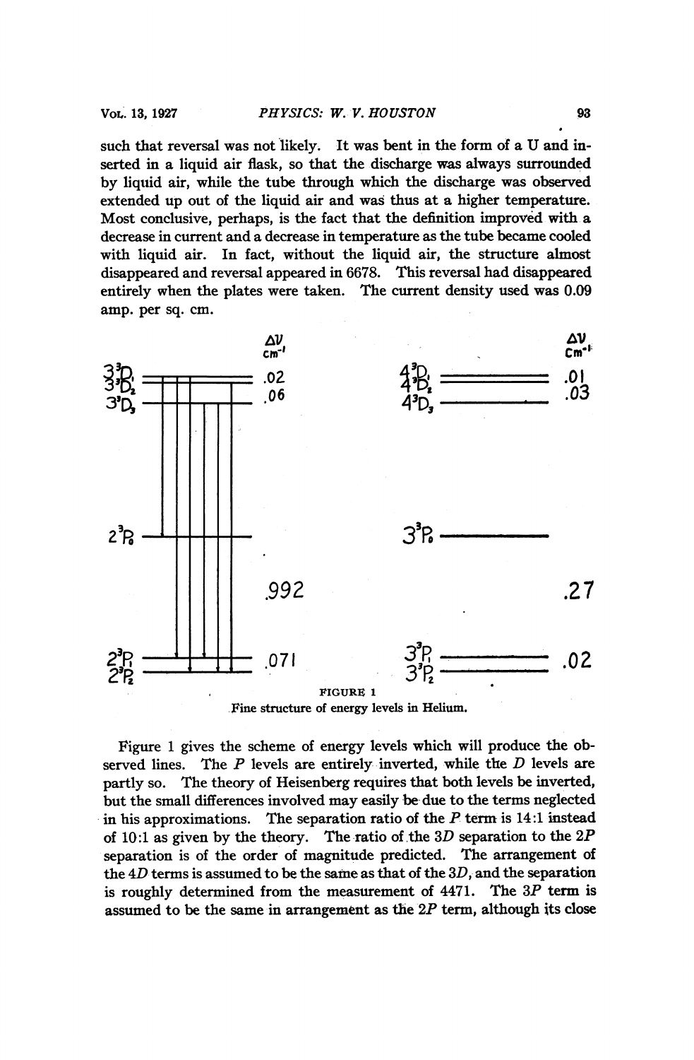such that reversal was not likely. It was bent in the form of a U and inserted in a liquid air flask, so that the discharge was always surrounded by liquid air, while the tube through which the discharge was observed extended up out of the liquid air and was thus at a higher temperature. Most conclusive, perhaps, is the fact that the definition improved with a decrease in current and a decrease in temperature as the tube became cooled with liquid air. In fact, without the liquid air, the structure almost disappeared and reversal appeared in 6678. This reversal had disappeared entirely when the plates were taken. The current density used was 0.09 amp. per sq. cm.

FIGURE 1

Fine structure of energy levels in Helium.

Figure 1 gives the scheme of energy levels which will produce the observed lines. The *P* levels are entirely inverted, while the *D* levels are partly so. The theory of Heisenberg requires that both levels be inverted, but the small differences involved may easily be due to the terms neglected in his approximations. The separation ratio of the *P* term is 14:1 instead of 10:1 as given by the theory. The ratio of the 3*D* separation to the 2*P* separation is of the order of magnitude predicted. The arrangement of the 4*D* terms is assumed to be the same as that of the 3*D*, and the separation is roughly determined from the measurement of 4471. The 3*P* term is assumed to be the same in arrangement as the 2*P* term, although its close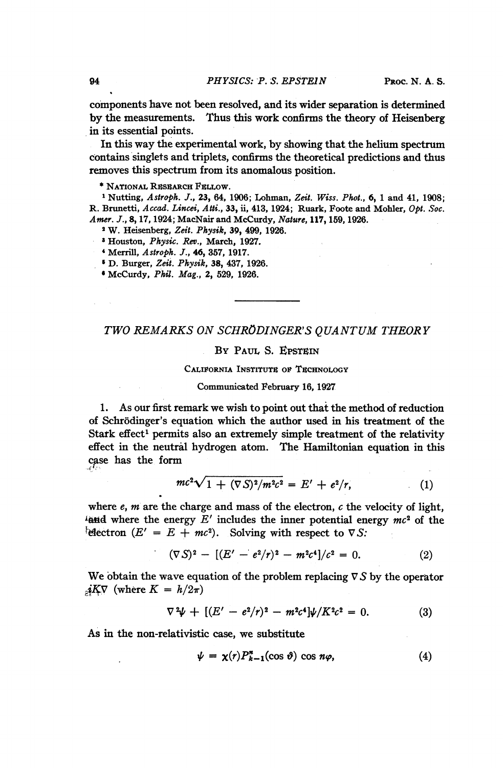components have not been resolved, and its wider separation is determined by the measurements. Thus this work confirms the theory of Heisenberg in its essential points.

In this way the experimental work, by showing that the helium spectrum contains singlets and triplets, confirms the theoretical predictions and thus removes this spectrum from its anomalous position.

\* National Research Fellow.

[1] Nutting, *Astroph. J.*, **23**, 64, 1906; Lohman, *Zeit. Wiss. Phot.*, **6**, 1 and 41, 1908; R. Brunetti, *Accad. Lincei, Atti.*, **33**, ii, 413, 1924; Ruark, Foote and Mohler, *Opt. Soc. Amer. J.*, **8**, 17, 1924; MacNair and McCurdy, *Nature*, **117**, 159, 1926.

[2] W. Heisenberg, *Zeit. Physik*, **39**, 499, 1926.

[3] Houston, *Physic. Rev.*, March, 1927.

[4] Merrill, *Astroph. J.*, **46**, 357, 1917.

[5] D. Burger, *Zeit. Physik*, **38**, 437, 1926.

[6] McCurdy, *Phil. Mag.*, **2**, 529, 1926.

---

## TWO REMARKS ON SCHRÖDINGER'S QUANTUM THEORY

By Paul S. Epstein

California Institute of Technology

Communicated February 16, 1927

1. As our first remark we wish to point out that the method of reduction of Schrödinger's equation which the author used in his treatment of the Stark effect[1] permits also an extremely simple treatment of the relativity effect in the neutral hydrogen atom. The Hamiltonian equation in this case has the form

$$mc^2\sqrt{1 + (\nabla S)^2/m^2c^2} = E' + e^2/r, \tag{1}$$

where $e$, $m$ are the charge and mass of the electron, $c$ the velocity of light, and where the energy $E'$ includes the inner potential energy $mc^2$ of the electron ($E' = E + mc^2$). Solving with respect to $\nabla S$:

$$(\nabla S)^2 - [(E' - e^2/r)^2 - m^2c^4]/c^2 = 0. \tag{2}$$

We obtain the wave equation of the problem replacing $\nabla S$ by the operator $iK\nabla$ (where $K = h/2\pi$)

$$\nabla^2\psi + [(E' - e^2/r)^2 - m^2c^4]\psi/K^2c^2 = 0. \tag{3}$$

As in the non-relativistic case, we substitute

$$\psi = \chi(r)P_{k-1}^{n}(\cos\vartheta)\cos n\varphi, \tag{4}$$